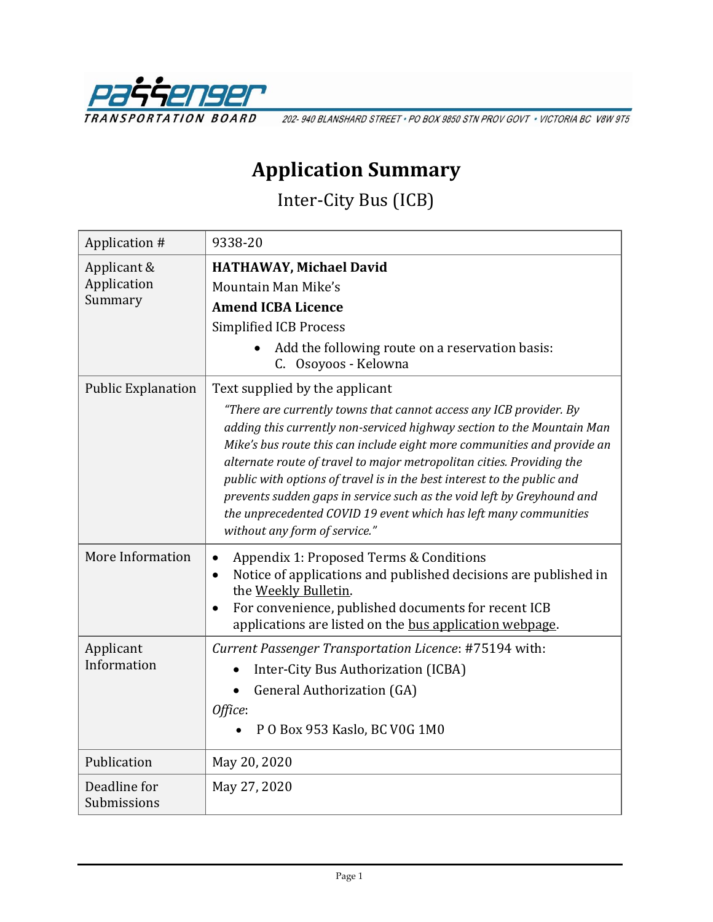Passenger Transportation Board

202- 940 BLANSHARD STREET • PO BOX 9850 STN PROV GOVT • VICTORIA BC V8W 9T5

# Application Summary

## Inter-City Bus (ICB)

| | |
|---|---|
| Application # | 9338-20 |
| Applicant & Application Summary | **HATHAWAY, Michael David**<br>Mountain Man Mike's<br>**Amend ICBA Licence**<br>Simplified ICB Process<br>• Add the following route on a reservation basis:<br>C. Osoyoos - Kelowna |
| Public Explanation | Text supplied by the applicant<br>*"There are currently towns that cannot access any ICB provider. By adding this currently non-serviced highway section to the Mountain Man Mike's bus route this can include eight more communities and provide an alternate route of travel to major metropolitan cities. Providing the public with options of travel is in the best interest to the public and prevents sudden gaps in service such as the void left by Greyhound and the unprecedented COVID 19 event which has left many communities without any form of service."* |
| More Information | • Appendix 1: Proposed Terms & Conditions<br>• Notice of applications and published decisions are published in the Weekly Bulletin.<br>• For convenience, published documents for recent ICB applications are listed on the bus application webpage. |
| Applicant Information | *Current Passenger Transportation Licence*: #75194 with:<br>• Inter-City Bus Authorization (ICBA)<br>• General Authorization (GA)<br>*Office*:<br>• P O Box 953 Kaslo, BC V0G 1M0 |
| Publication | May 20, 2020 |
| Deadline for Submissions | May 27, 2020 |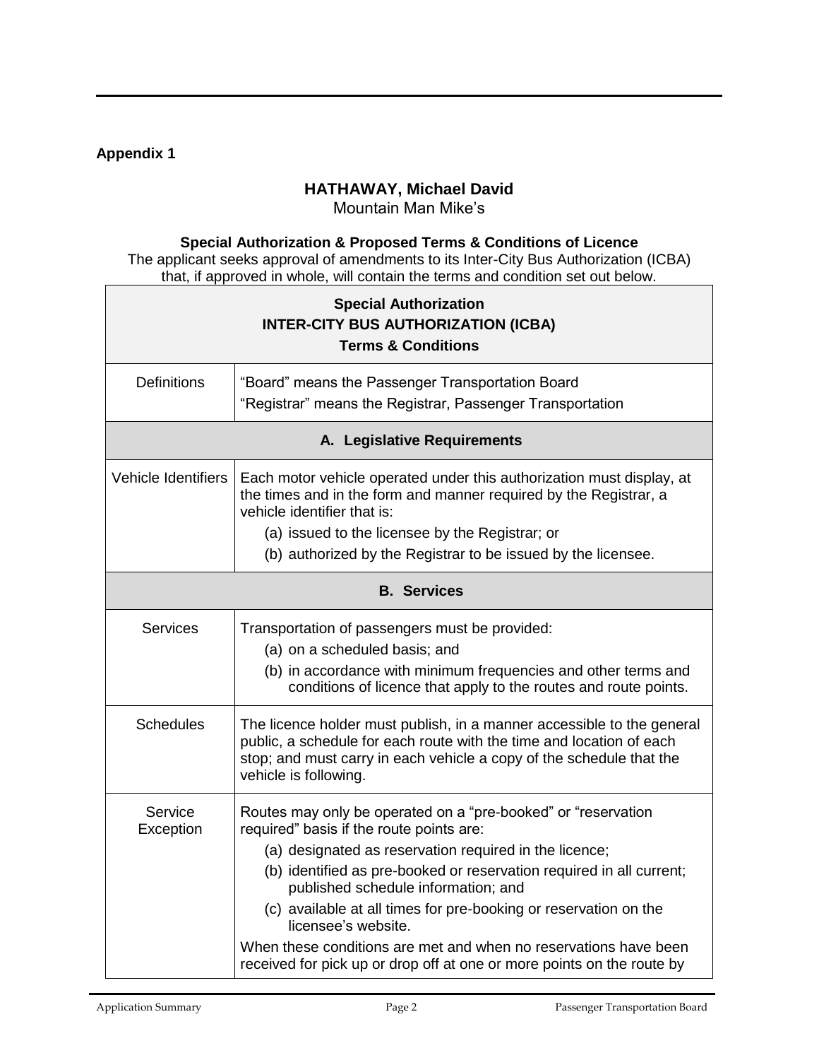**Appendix 1**

**HATHAWAY, Michael David**
Mountain Man Mike's

**Special Authorization & Proposed Terms & Conditions of Licence**
The applicant seeks approval of amendments to its Inter-City Bus Authorization (ICBA) that, if approved in whole, will contain the terms and condition set out below.

| **Special Authorization INTER-CITY BUS AUTHORIZATION (ICBA) Terms & Conditions** | |
|---|---|
| Definitions | "Board" means the Passenger Transportation Board<br>"Registrar" means the Registrar, Passenger Transportation |
| **A. Legislative Requirements** | |
| Vehicle Identifiers | Each motor vehicle operated under this authorization must display, at the times and in the form and manner required by the Registrar, a vehicle identifier that is:<br>(a) issued to the licensee by the Registrar; or<br>(b) authorized by the Registrar to be issued by the licensee. |
| **B. Services** | |
| Services | Transportation of passengers must be provided:<br>(a) on a scheduled basis; and<br>(b) in accordance with minimum frequencies and other terms and conditions of licence that apply to the routes and route points. |
| Schedules | The licence holder must publish, in a manner accessible to the general public, a schedule for each route with the time and location of each stop; and must carry in each vehicle a copy of the schedule that the vehicle is following. |
| Service Exception | Routes may only be operated on a "pre-booked" or "reservation required" basis if the route points are:<br>(a) designated as reservation required in the licence;<br>(b) identified as pre-booked or reservation required in all current; published schedule information; and<br>(c) available at all times for pre-booking or reservation on the licensee's website.<br>When these conditions are met and when no reservations have been received for pick up or drop off at one or more points on the route by |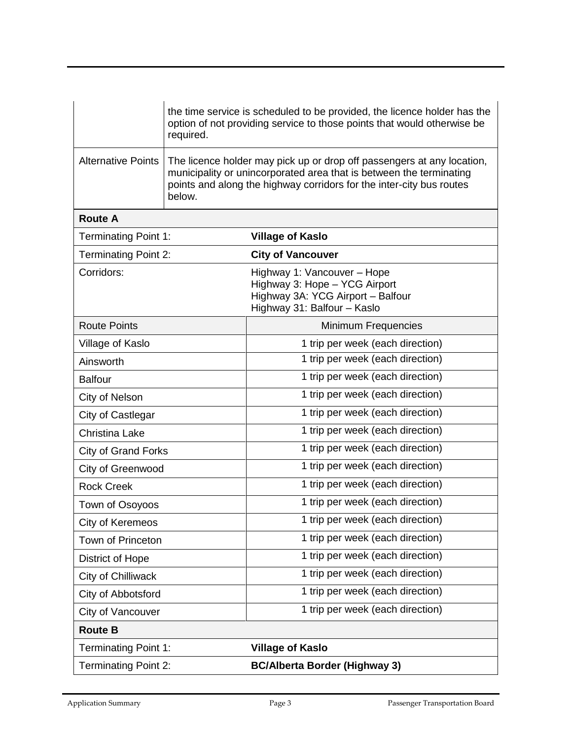| | |
|---|---|
| | the time service is scheduled to be provided, the licence holder has the option of not providing service to those points that would otherwise be required. |
| Alternative Points | The licence holder may pick up or drop off passengers at any location, municipality or unincorporated area that is between the terminating points and along the highway corridors for the inter-city bus routes below. |

| **Route A** | |
|---|---|
| Terminating Point 1: | **Village of Kaslo** |
| Terminating Point 2: | **City of Vancouver** |
| Corridors: | Highway 1: Vancouver – Hope<br>Highway 3: Hope – YCG Airport<br>Highway 3A: YCG Airport – Balfour<br>Highway 31: Balfour – Kaslo |
| Route Points | Minimum Frequencies |
| Village of Kaslo | 1 trip per week (each direction) |
| Ainsworth | 1 trip per week (each direction) |
| Balfour | 1 trip per week (each direction) |
| City of Nelson | 1 trip per week (each direction) |
| City of Castlegar | 1 trip per week (each direction) |
| Christina Lake | 1 trip per week (each direction) |
| City of Grand Forks | 1 trip per week (each direction) |
| City of Greenwood | 1 trip per week (each direction) |
| Rock Creek | 1 trip per week (each direction) |
| Town of Osoyoos | 1 trip per week (each direction) |
| City of Keremeos | 1 trip per week (each direction) |
| Town of Princeton | 1 trip per week (each direction) |
| District of Hope | 1 trip per week (each direction) |
| City of Chilliwack | 1 trip per week (each direction) |
| City of Abbotsford | 1 trip per week (each direction) |
| City of Vancouver | 1 trip per week (each direction) |

| **Route B** | |
|---|---|
| Terminating Point 1: | **Village of Kaslo** |
| Terminating Point 2: | **BC/Alberta Border (Highway 3)** |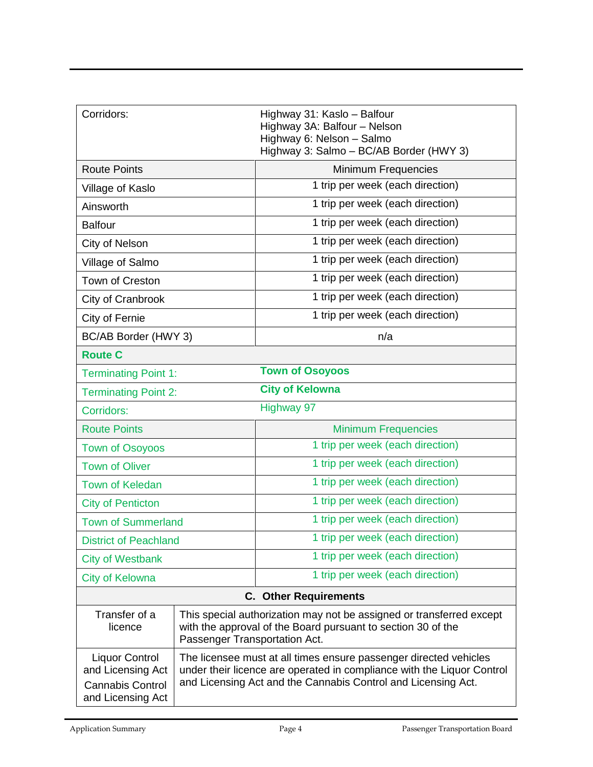| | |
|---|---|
| Corridors: | Highway 31: Kaslo – Balfour<br>Highway 3A: Balfour – Nelson<br>Highway 6: Nelson – Salmo<br>Highway 3: Salmo – BC/AB Border (HWY 3) |
| Route Points | Minimum Frequencies |
| Village of Kaslo | 1 trip per week (each direction) |
| Ainsworth | 1 trip per week (each direction) |
| Balfour | 1 trip per week (each direction) |
| City of Nelson | 1 trip per week (each direction) |
| Village of Salmo | 1 trip per week (each direction) |
| Town of Creston | 1 trip per week (each direction) |
| City of Cranbrook | 1 trip per week (each direction) |
| City of Fernie | 1 trip per week (each direction) |
| BC/AB Border (HWY 3) | n/a |
| **Route C** | |
| Terminating Point 1: | **Town of Osoyoos** |
| Terminating Point 2: | **City of Kelowna** |
| Corridors: | Highway 97 |
| Route Points | Minimum Frequencies |
| Town of Osoyoos | 1 trip per week (each direction) |
| Town of Oliver | 1 trip per week (each direction) |
| Town of Keledan | 1 trip per week (each direction) |
| City of Penticton | 1 trip per week (each direction) |
| Town of Summerland | 1 trip per week (each direction) |
| District of Peachland | 1 trip per week (each direction) |
| City of Westbank | 1 trip per week (each direction) |
| City of Kelowna | 1 trip per week (each direction) |

**C. Other Requirements**

| | |
|---|---|
| Transfer of a licence | This special authorization may not be assigned or transferred except with the approval of the Board pursuant to section 30 of the Passenger Transportation Act. |
| Liquor Control and Licensing Act<br>Cannabis Control and Licensing Act | The licensee must at all times ensure passenger directed vehicles under their licence are operated in compliance with the Liquor Control and Licensing Act and the Cannabis Control and Licensing Act. |